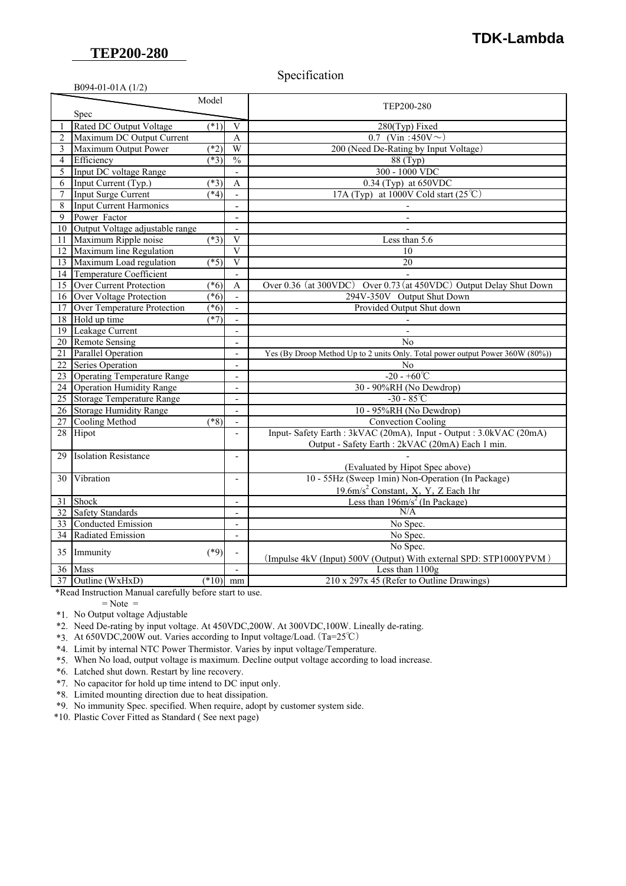**TDK-Lambda**

## TEP200-280

# Specification

B094-01-01A (1/2)

| | Spec \ Model | | | TEP200-280 |
|---|---|---|---|---|
| 1 | Rated DC Output Voltage | (*1) | V | 280(Typ) Fixed |
| 2 | Maximum DC Output Current | | A | 0.7 (Vin :450V～) |
| 3 | Maximum Output Power | (*2) | W | 200 (Need De-Rating by Input Voltage) |
| 4 | Efficiency | (*3) | % | 88 (Typ) |
| 5 | Input DC voltage Range | | - | 300 - 1000 VDC |
| 6 | Input Current (Typ.) | (*3) | A | 0.34 (Typ) at 650VDC |
| 7 | Input Surge Current | (*4) | - | 17A (Typ) at 1000V Cold start (25℃) |
| 8 | Input Current Harmonics | | - | - |
| 9 | Power Factor | | - | - |
| 10 | Output Voltage adjustable range | | - | - |
| 11 | Maximum Ripple noise | (*3) | V | Less than 5.6 |
| 12 | Maximum line Regulation | | V | 10 |
| 13 | Maximum Load regulation | (*5) | V | 20 |
| 14 | Temperature Coefficient | | - | - |
| 15 | Over Current Protection | (*6) | A | Over 0.36 (at 300VDC) Over 0.73 (at 450VDC) Output Delay Shut Down |
| 16 | Over Voltage Protection | (*6) | - | 294V-350V Output Shut Down |
| 17 | Over Temperature Protection | (*6) | - | Provided Output Shut down |
| 18 | Hold up time | (*7) | - | - |
| 19 | Leakage Current | | - | - |
| 20 | Remote Sensing | | - | No |
| 21 | Parallel Operation | | - | Yes (By Droop Method Up to 2 units Only. Total power output Power 360W (80%)) |
| 22 | Series Operation | | - | No |
| 23 | Operating Temperature Range | | - | -20 - +60℃ |
| 24 | Operation Humidity Range | | - | 30 - 90%RH (No Dewdrop) |
| 25 | Storage Temperature Range | | - | -30 - 85℃ |
| 26 | Storage Humidity Range | | - | 10 - 95%RH (No Dewdrop) |
| 27 | Cooling Method | (*8) | - | Convection Cooling |
| 28 | Hipot | | - | Input- Safety Earth : 3kVAC (20mA), Input - Output : 3.0kVAC (20mA) Output - Safety Earth : 2kVAC (20mA) Each 1 min. |
| 29 | Isolation Resistance | | - | - (Evaluated by Hipot Spec above) |
| 30 | Vibration | | - | 10 - 55Hz (Sweep 1min) Non-Operation (In Package) 19.6m/s$^2$ Constant, X, Y, Z Each 1hr |
| 31 | Shock | | - | Less than 196m/s$^2$ (In Package) |
| 32 | Safety Standards | | - | N/A |
| 33 | Conducted Emission | | - | No Spec. |
| 34 | Radiated Emission | | - | No Spec. |
| 35 | Immunity | (*9) | - | No Spec. (Impulse 4kV (Input) 500V (Output) With external SPD: STP1000YPVM) |
| 36 | Mass | | - | Less than 1100g |
| 37 | Outline (WxHxD) | (*10) | mm | 210 x 297x 45 (Refer to Outline Drawings) |

*Read Instruction Manual carefully before start to use.

= Note =

*1. No Output voltage Adjustable
*2. Need De-rating by input voltage. At 450VDC,200W. At 300VDC,100W. Lineally de-rating.
*3. At 650VDC,200W out. Varies according to Input voltage/Load. (Ta=25℃)
*4. Limit by internal NTC Power Thermistor. Varies by input voltage/Temperature.
*5. When No load, output voltage is maximum. Decline output voltage according to load increase.
*6. Latched shut down. Restart by line recovery.
*7. No capacitor for hold up time intend to DC input only.
*8. Limited mounting direction due to heat dissipation.
*9. No immunity Spec. specified. When require, adopt by customer system side.
*10. Plastic Cover Fitted as Standard ( See next page)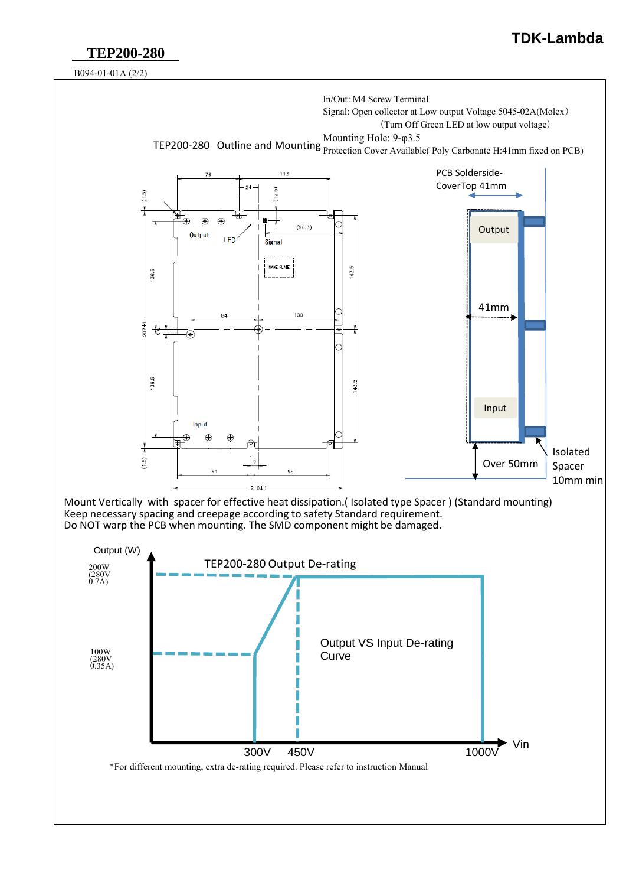TDK-Lambda

# TEP200-280

B094-01-01A (2/2)

In/Out : M4 Screw Terminal
Signal: Open collector at Low output Voltage 5045-02A(Molex）
（Turn Off Green LED at low output voltage）
Mounting Hole: 9-φ3.5
Protection Cover Available( Poly Carbonate H:41mm fixed on PCB)

TEP200-280 Outline and Mounting

76
113
24
(12.5)
(1.5)
Output
LED
Signal
(96.3)
NAME PLATE
136.5
143.5
84
100
297±1
6.5
136.5
143.5
Input
(1.5)
9
91
98
210±1

PCB Solderside-
CoverTop 41mm
Output
41mm
Input
Over 50mm
Isolated
Spacer
10mm min

Mount Vertically with spacer for effective heat dissipation.( Isolated type Spacer ) (Standard mounting)
Keep necessary spacing and creepage according to safety Standard requirement.
Do NOT warp the PCB when mounting. The SMD component might be damaged.

Output (W)
TEP200-280 Output De-rating
200W
(280V
0.7A)
100W
(280V
0.35A)
Output VS Input De-rating
Curve
300V
450V
1000V
Vin

*For different mounting, extra de-rating required. Please refer to instruction Manual